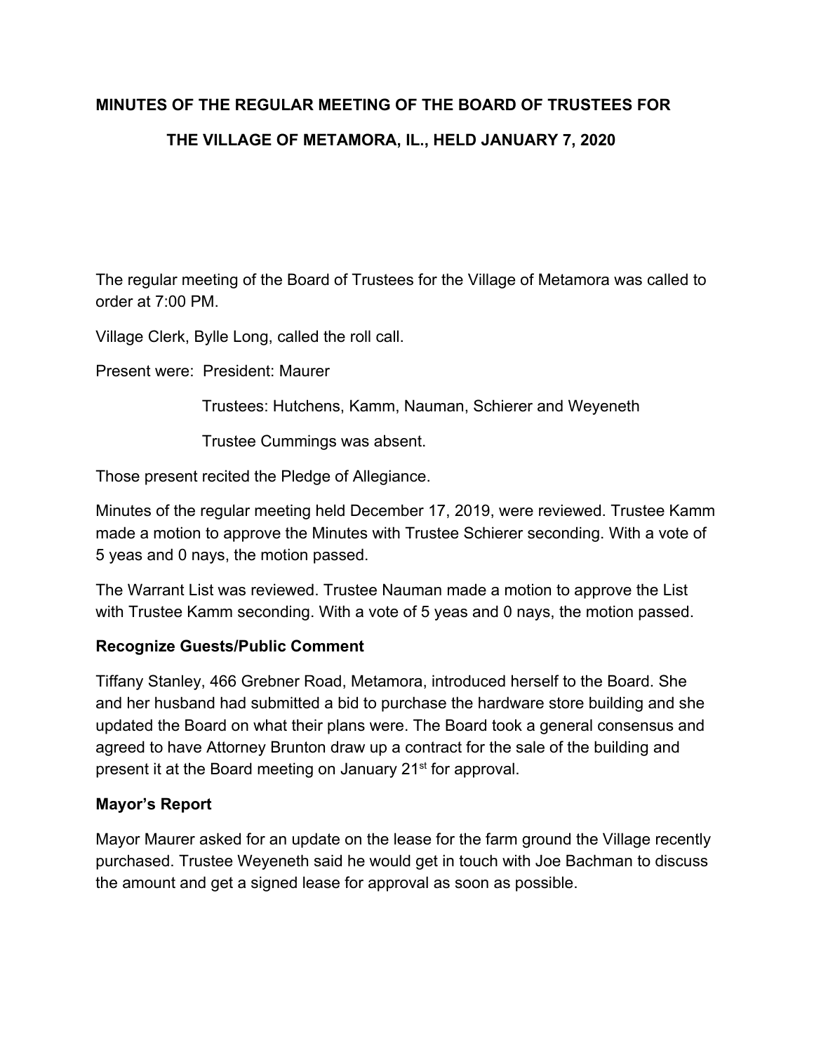**MINUTES OF THE REGULAR MEETING OF THE BOARD OF TRUSTEES FOR THE VILLAGE OF METAMORA, IL., HELD JANUARY 7, 2020**

The regular meeting of the Board of Trustees for the Village of Metamora was called to order at 7:00 PM.

Village Clerk, Bylle Long, called the roll call.

Present were: President: Maurer

Trustees: Hutchens, Kamm, Nauman, Schierer and Weyeneth

Trustee Cummings was absent.

Those present recited the Pledge of Allegiance.

Minutes of the regular meeting held December 17, 2019, were reviewed. Trustee Kamm made a motion to approve the Minutes with Trustee Schierer seconding. With a vote of 5 yeas and 0 nays, the motion passed.

The Warrant List was reviewed. Trustee Nauman made a motion to approve the List with Trustee Kamm seconding. With a vote of 5 yeas and 0 nays, the motion passed.

**Recognize Guests/Public Comment**

Tiffany Stanley, 466 Grebner Road, Metamora, introduced herself to the Board. She and her husband had submitted a bid to purchase the hardware store building and she updated the Board on what their plans were. The Board took a general consensus and agreed to have Attorney Brunton draw up a contract for the sale of the building and present it at the Board meeting on January 21st for approval.

**Mayor's Report**

Mayor Maurer asked for an update on the lease for the farm ground the Village recently purchased. Trustee Weyeneth said he would get in touch with Joe Bachman to discuss the amount and get a signed lease for approval as soon as possible.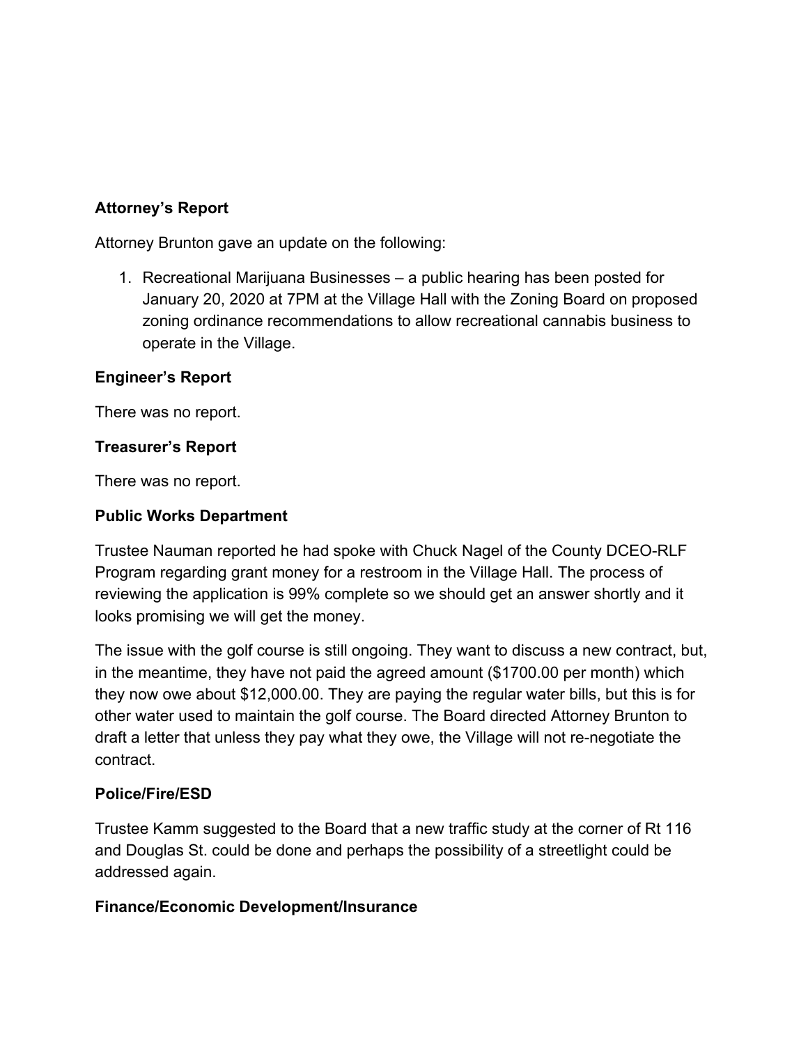**Attorney's Report**

Attorney Brunton gave an update on the following:

1. Recreational Marijuana Businesses – a public hearing has been posted for January 20, 2020 at 7PM at the Village Hall with the Zoning Board on proposed zoning ordinance recommendations to allow recreational cannabis business to operate in the Village.

**Engineer's Report**

There was no report.

**Treasurer's Report**

There was no report.

**Public Works Department**

Trustee Nauman reported he had spoke with Chuck Nagel of the County DCEO-RLF Program regarding grant money for a restroom in the Village Hall. The process of reviewing the application is 99% complete so we should get an answer shortly and it looks promising we will get the money.

The issue with the golf course is still ongoing. They want to discuss a new contract, but, in the meantime, they have not paid the agreed amount ($1700.00 per month) which they now owe about $12,000.00. They are paying the regular water bills, but this is for other water used to maintain the golf course. The Board directed Attorney Brunton to draft a letter that unless they pay what they owe, the Village will not re-negotiate the contract.

**Police/Fire/ESD**

Trustee Kamm suggested to the Board that a new traffic study at the corner of Rt 116 and Douglas St. could be done and perhaps the possibility of a streetlight could be addressed again.

**Finance/Economic Development/Insurance**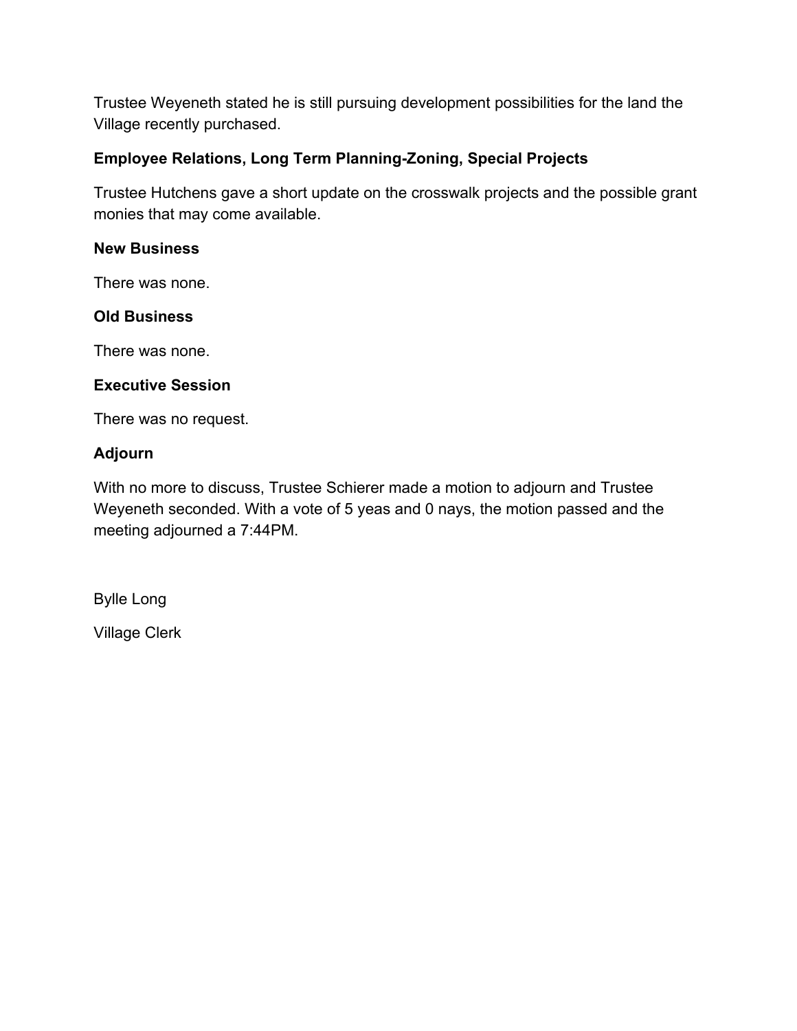Trustee Weyeneth stated he is still pursuing development possibilities for the land the Village recently purchased.

**Employee Relations, Long Term Planning-Zoning, Special Projects**

Trustee Hutchens gave a short update on the crosswalk projects and the possible grant monies that may come available.

**New Business**

There was none.

**Old Business**

There was none.

**Executive Session**

There was no request.

**Adjourn**

With no more to discuss, Trustee Schierer made a motion to adjourn and Trustee Weyeneth seconded. With a vote of 5 yeas and 0 nays, the motion passed and the meeting adjourned a 7:44PM.

Bylle Long

Village Clerk